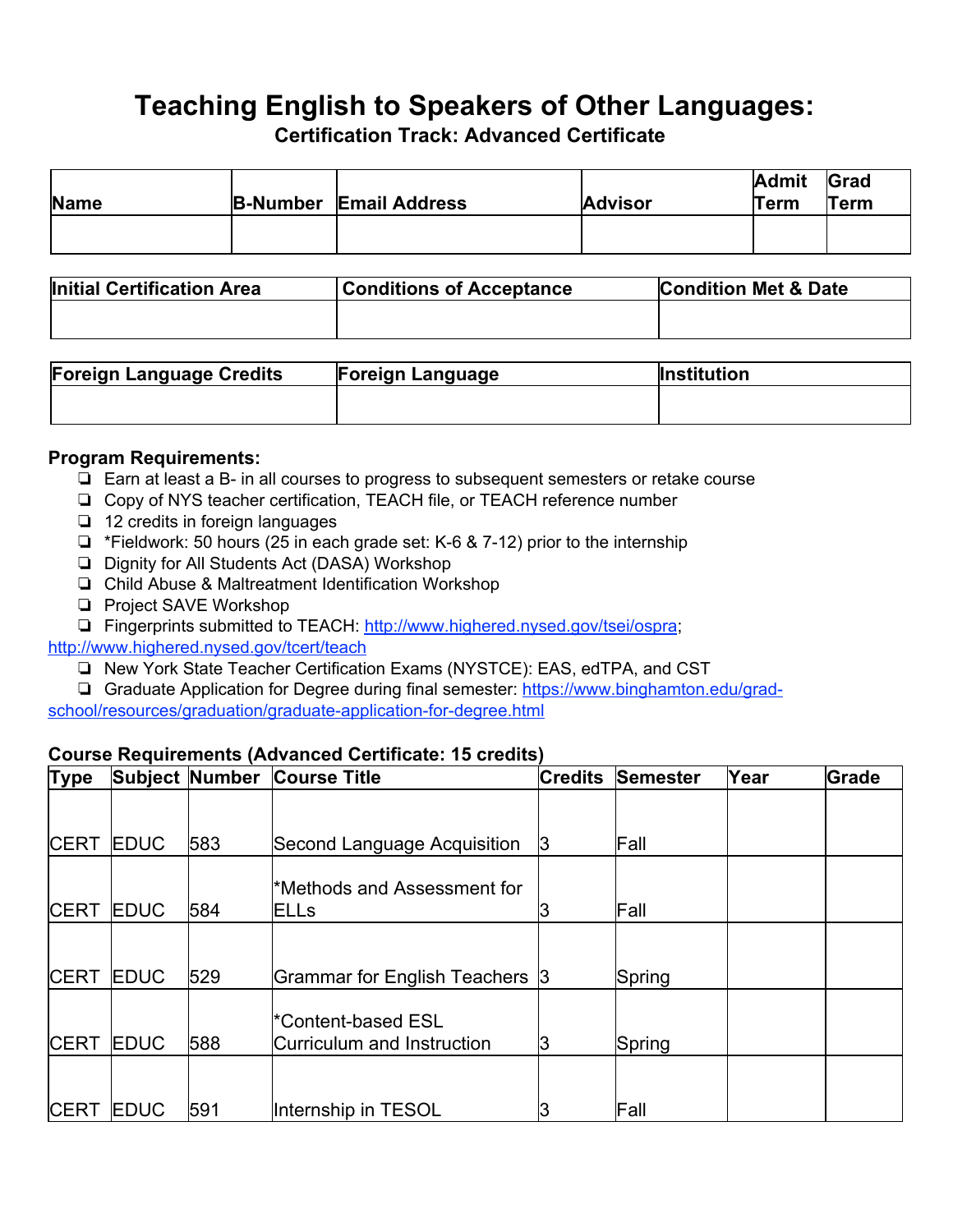# Teaching English to Speakers of Other Languages:

### Certification Track: Advanced Certificate

| Name | B-Number | Email Address | Advisor | Admit Term | Grad Term |
|---|---|---|---|---|---|
| | | | | | |

| Initial Certification Area | Conditions of Acceptance | Condition Met & Date |
|---|---|---|
| | | |

| Foreign Language Credits | Foreign Language | Institution |
|---|---|---|
| | | |

**Program Requirements:**

- ❑ Earn at least a B- in all courses to progress to subsequent semesters or retake course
- ❑ Copy of NYS teacher certification, TEACH file, or TEACH reference number
- ❑ 12 credits in foreign languages
- ❑ *Fieldwork: 50 hours (25 in each grade set: K-6 & 7-12) prior to the internship
- ❑ Dignity for All Students Act (DASA) Workshop
- ❑ Child Abuse & Maltreatment Identification Workshop
- ❑ Project SAVE Workshop
- ❑ Fingerprints submitted to TEACH: http://www.highered.nysed.gov/tsei/ospra; http://www.highered.nysed.gov/tcert/teach
- ❑ New York State Teacher Certification Exams (NYSTCE): EAS, edTPA, and CST
- ❑ Graduate Application for Degree during final semester: https://www.binghamton.edu/grad-school/resources/graduation/graduate-application-for-degree.html

**Course Requirements (Advanced Certificate: 15 credits)**

| Type | Subject | Number | Course Title | Credits | Semester | Year | Grade |
|---|---|---|---|---|---|---|---|
| CERT | EDUC | 583 | Second Language Acquisition | 3 | Fall | | |
| CERT | EDUC | 584 | *Methods and Assessment for ELLs | 3 | Fall | | |
| CERT | EDUC | 529 | Grammar for English Teachers | 3 | Spring | | |
| CERT | EDUC | 588 | *Content-based ESL Curriculum and Instruction | 3 | Spring | | |
| CERT | EDUC | 591 | Internship in TESOL | 3 | Fall | | |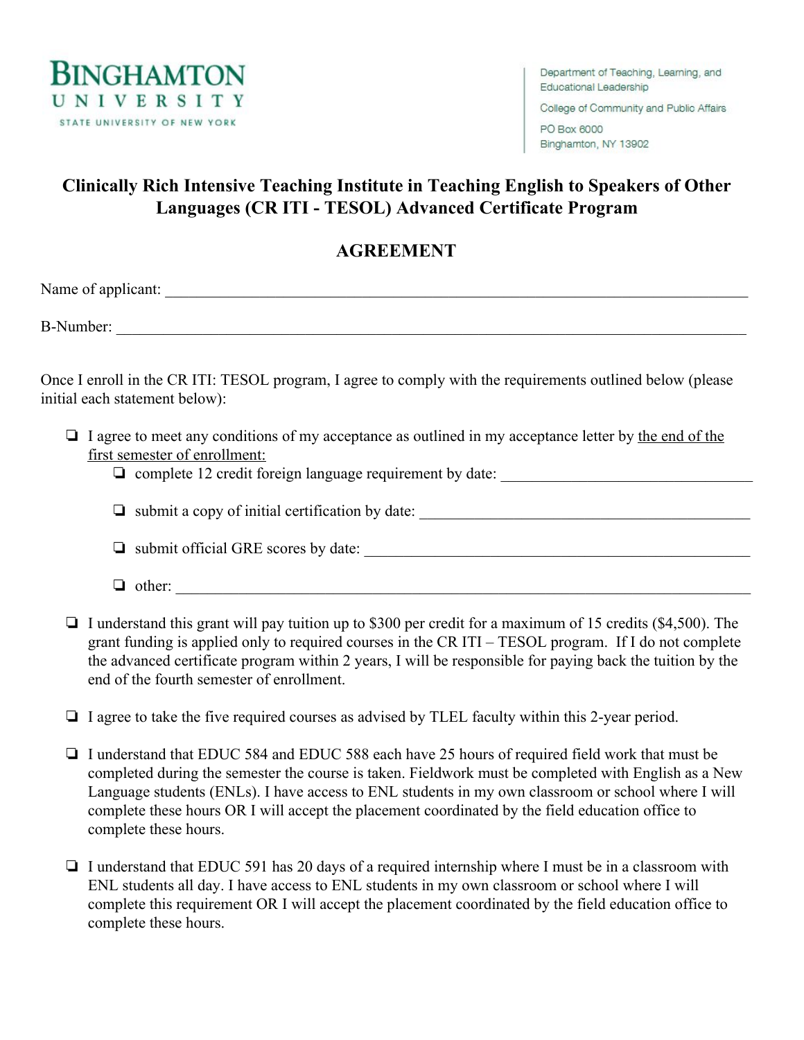BINGHAMTON UNIVERSITY
STATE UNIVERSITY OF NEW YORK

Department of Teaching, Learning, and Educational Leadership
College of Community and Public Affairs
PO Box 6000
Binghamton, NY 13902

# Clinically Rich Intensive Teaching Institute in Teaching English to Speakers of Other Languages (CR ITI - TESOL) Advanced Certificate Program

## AGREEMENT

Name of applicant: ______________________________________________

B-Number: ______________________________________________

Once I enroll in the CR ITI: TESOL program, I agree to comply with the requirements outlined below (please initial each statement below):

- ❏ I agree to meet any conditions of my acceptance as outlined in my acceptance letter by the end of the first semester of enrollment:
  - ❏ complete 12 credit foreign language requirement by date: ____________________
  - ❏ submit a copy of initial certification by date: ____________________
  - ❏ submit official GRE scores by date: ____________________
  - ❏ other: ______________________________________________
- ❏ I understand this grant will pay tuition up to $300 per credit for a maximum of 15 credits ($4,500). The grant funding is applied only to required courses in the CR ITI – TESOL program. If I do not complete the advanced certificate program within 2 years, I will be responsible for paying back the tuition by the end of the fourth semester of enrollment.
- ❏ I agree to take the five required courses as advised by TLEL faculty within this 2-year period.
- ❏ I understand that EDUC 584 and EDUC 588 each have 25 hours of required field work that must be completed during the semester the course is taken. Fieldwork must be completed with English as a New Language students (ENLs). I have access to ENL students in my own classroom or school where I will complete these hours OR I will accept the placement coordinated by the field education office to complete these hours.
- ❏ I understand that EDUC 591 has 20 days of a required internship where I must be in a classroom with ENL students all day. I have access to ENL students in my own classroom or school where I will complete this requirement OR I will accept the placement coordinated by the field education office to complete these hours.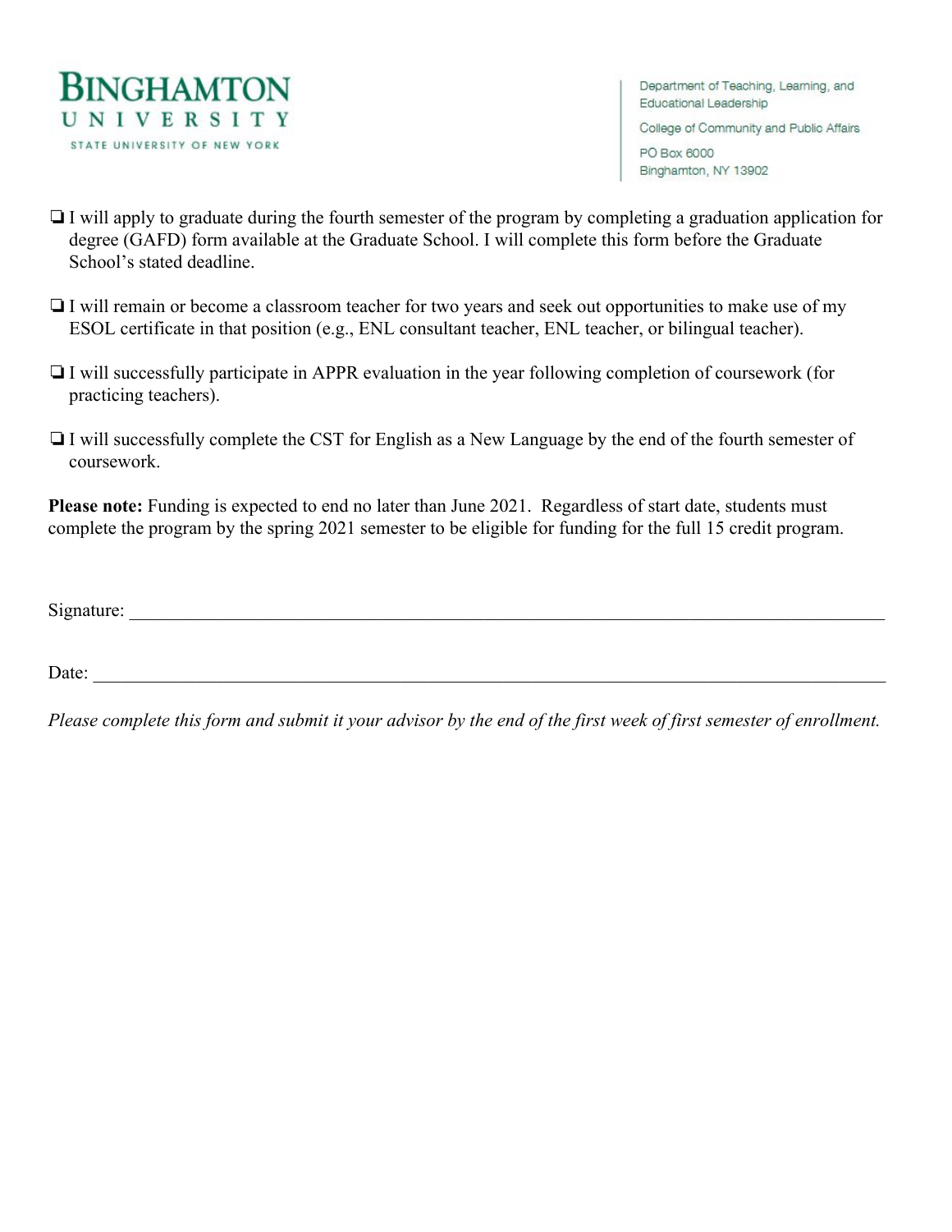**BINGHAMTON UNIVERSITY**
STATE UNIVERSITY OF NEW YORK

Department of Teaching, Learning, and Educational Leadership
College of Community and Public Affairs
PO Box 6000
Binghamton, NY 13902

- ❏ I will apply to graduate during the fourth semester of the program by completing a graduation application for degree (GAFD) form available at the Graduate School. I will complete this form before the Graduate School's stated deadline.
- ❏ I will remain or become a classroom teacher for two years and seek out opportunities to make use of my ESOL certificate in that position (e.g., ENL consultant teacher, ENL teacher, or bilingual teacher).
- ❏ I will successfully participate in APPR evaluation in the year following completion of coursework (for practicing teachers).
- ❏ I will successfully complete the CST for English as a New Language by the end of the fourth semester of coursework.

**Please note:** Funding is expected to end no later than June 2021. Regardless of start date, students must complete the program by the spring 2021 semester to be eligible for funding for the full 15 credit program.

Signature: ______________________________________________________________

Date: __________________________________________________________________

*Please complete this form and submit it your advisor by the end of the first week of first semester of enrollment.*